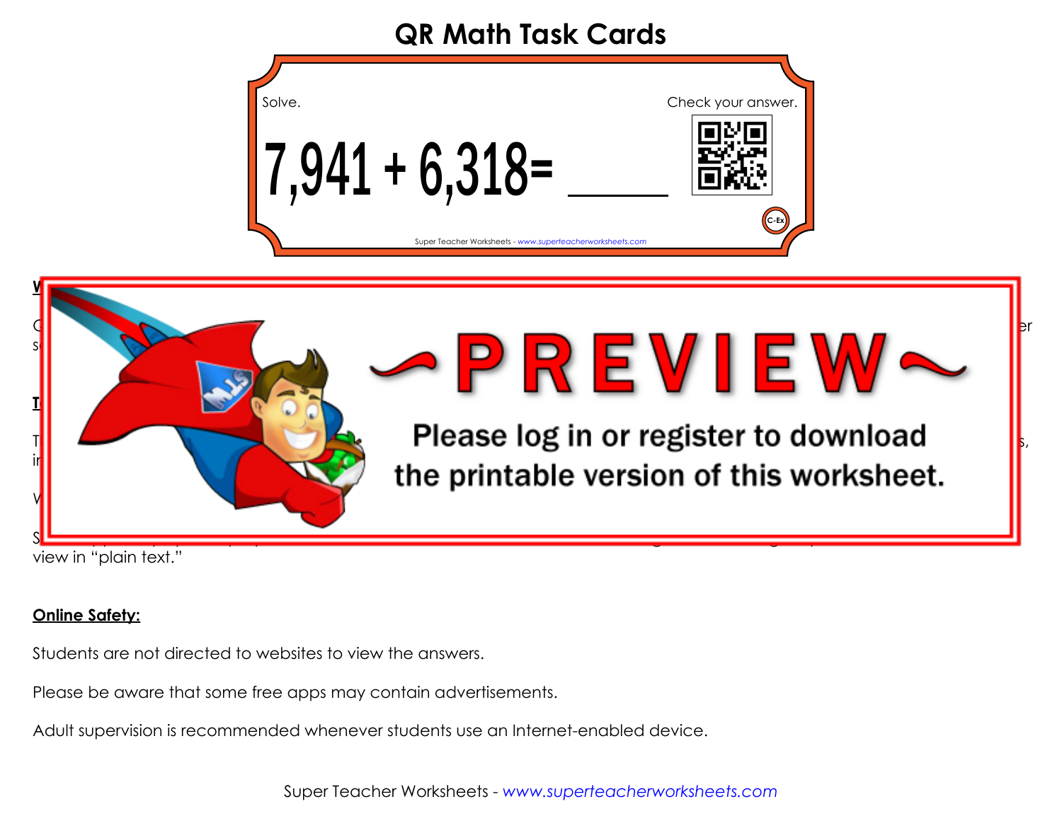# QR Math Task Cards

Solve.

Check your answer.

$7,941 + 6,318 =$ \_\_\_\_\_

C-Ex

Super Teacher Worksheets - *www.superteacherworksheets.com*

~PREVIEW~

Please log in or register to download the printable version of this worksheet.

view in "plain text."

**Online Safety:**

Students are not directed to websites to view the answers.

Please be aware that some free apps may contain advertisements.

Adult supervision is recommended whenever students use an Internet-enabled device.

Super Teacher Worksheets - *www.superteacherworksheets.com*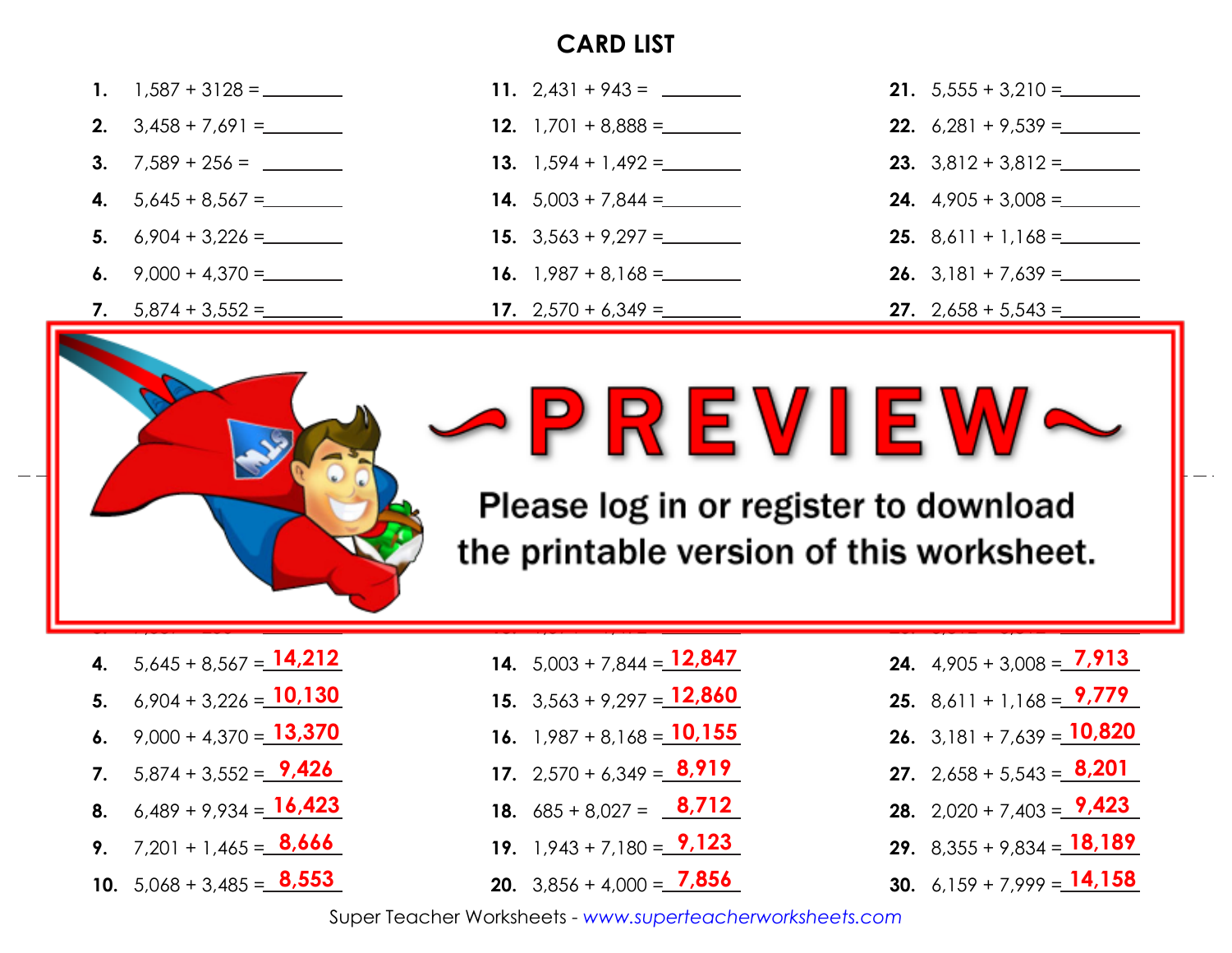## CARD LIST

1. 1,587 + 3128 = ________
2. 3,458 + 7,691 = ________
3. 7,589 + 256 = ________
4. 5,645 + 8,567 = ________
5. 6,904 + 3,226 = ________
6. 9,000 + 4,370 = ________
7. 5,874 + 3,552 = ________

11. 2,431 + 943 = ________
12. 1,701 + 8,888 = ________
13. 1,594 + 1,492 = ________
14. 5,003 + 7,844 = ________
15. 3,563 + 9,297 = ________
16. 1,987 + 8,168 = ________
17. 2,570 + 6,349 = ________

21. 5,555 + 3,210 = ________
22. 6,281 + 9,539 = ________
23. 3,812 + 3,812 = ________
24. 4,905 + 3,008 = ________
25. 8,611 + 1,168 = ________
26. 3,181 + 7,639 = ________
27. 2,658 + 5,543 = ________

~PREVIEW~

Please log in or register to download the printable version of this worksheet.

4. 5,645 + 8,567 = 14,212
5. 6,904 + 3,226 = 10,130
6. 9,000 + 4,370 = 13,370
7. 5,874 + 3,552 = 9,426
8. 6,489 + 9,934 = 16,423
9. 7,201 + 1,465 = 8,666
10. 5,068 + 3,485 = 8,553

14. 5,003 + 7,844 = 12,847
15. 3,563 + 9,297 = 12,860
16. 1,987 + 8,168 = 10,155
17. 2,570 + 6,349 = 8,919
18. 685 + 8,027 = 8,712
19. 1,943 + 7,180 = 9,123
20. 3,856 + 4,000 = 7,856

24. 4,905 + 3,008 = 7,913
25. 8,611 + 1,168 = 9,779
26. 3,181 + 7,639 = 10,820
27. 2,658 + 5,543 = 8,201
28. 2,020 + 7,403 = 9,423
29. 8,355 + 9,834 = 18,189
30. 6,159 + 7,999 = 14,158

Super Teacher Worksheets - www.superteacherworksheets.com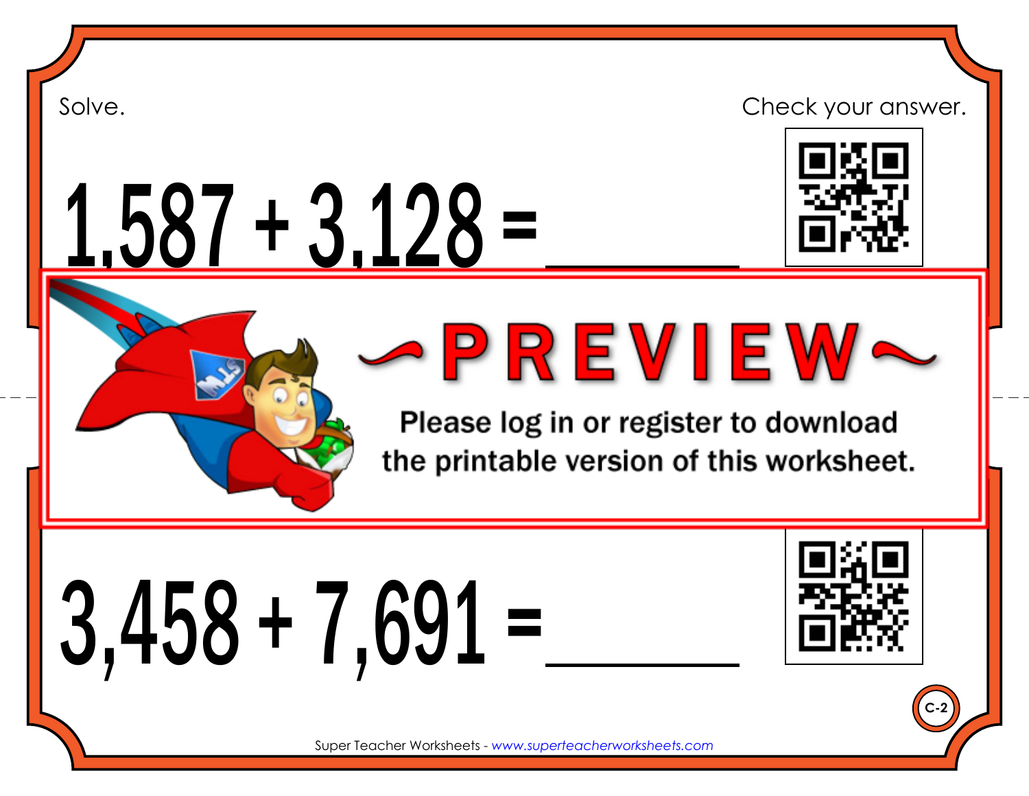Solve.

Check your answer.

1,587 + 3,128 = ________

~PREVIEW~

Please log in or register to download the printable version of this worksheet.

3,458 + 7,691 = ________

C-2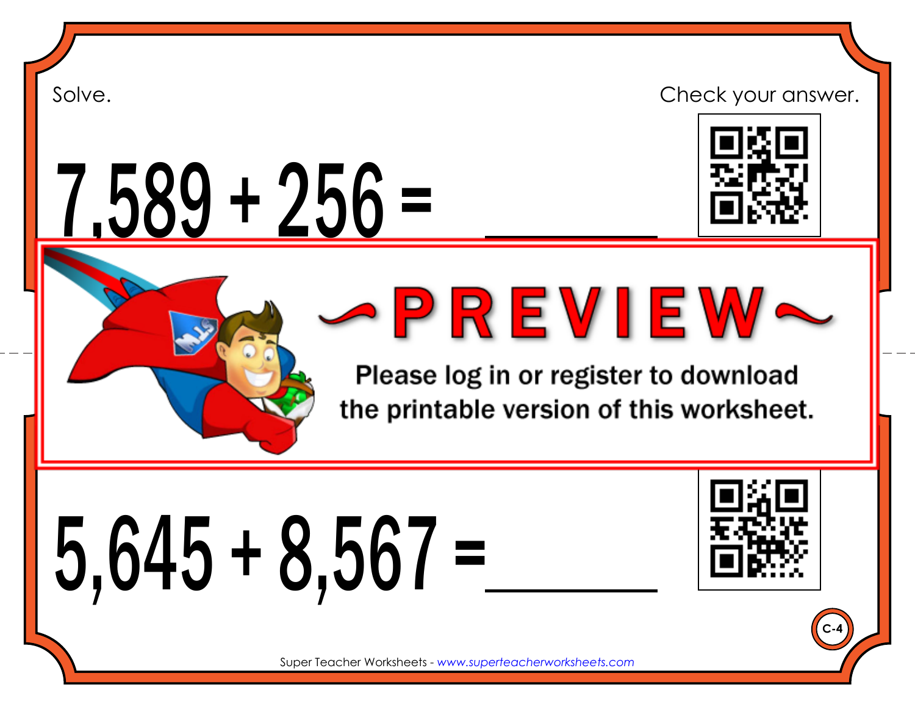Solve.

Check your answer.

$$7{,}589 + 256 = \_\_\_\_\_\_$$

~PREVIEW~

Please log in or register to download the printable version of this worksheet.

$$5{,}645 + 8{,}567 = \_\_\_\_\_\_$$

C-4

Super Teacher Worksheets - www.superteacherworksheets.com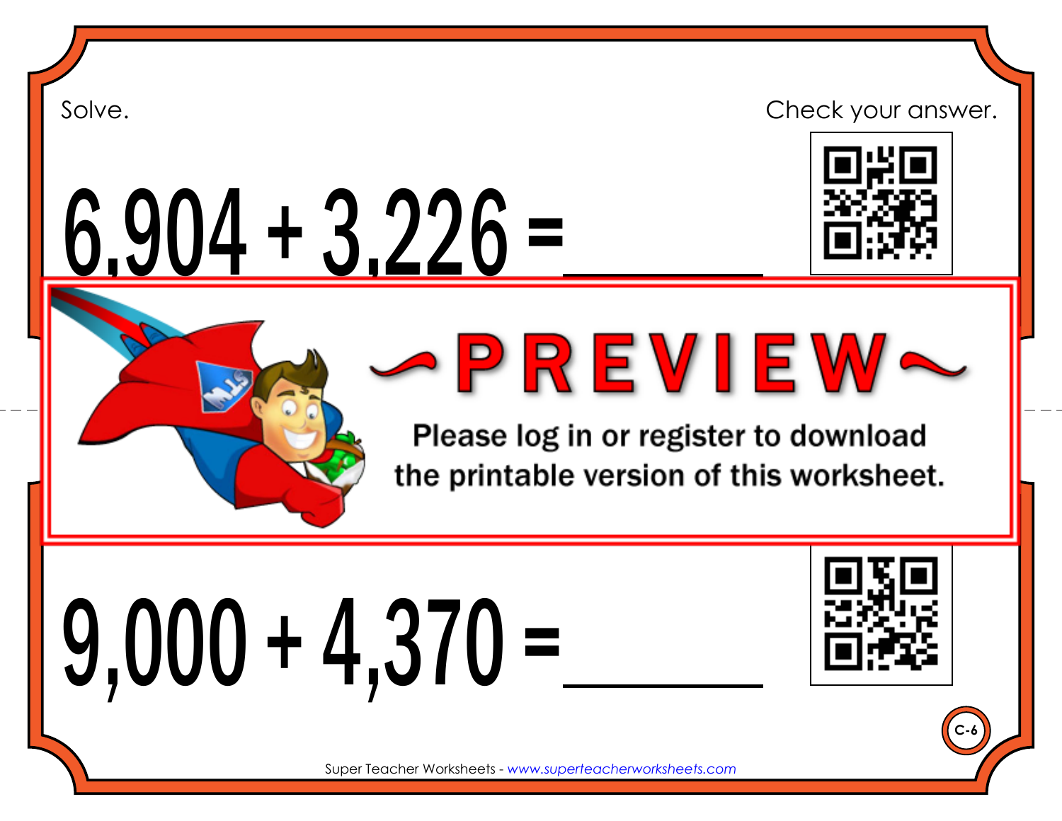Solve.

Check your answer.

$6,904 + 3,226 =$ ______

~PREVIEW~

Please log in or register to download the printable version of this worksheet.

$9,000 + 4,370 =$ ______

C-6

Super Teacher Worksheets - www.superteacherworksheets.com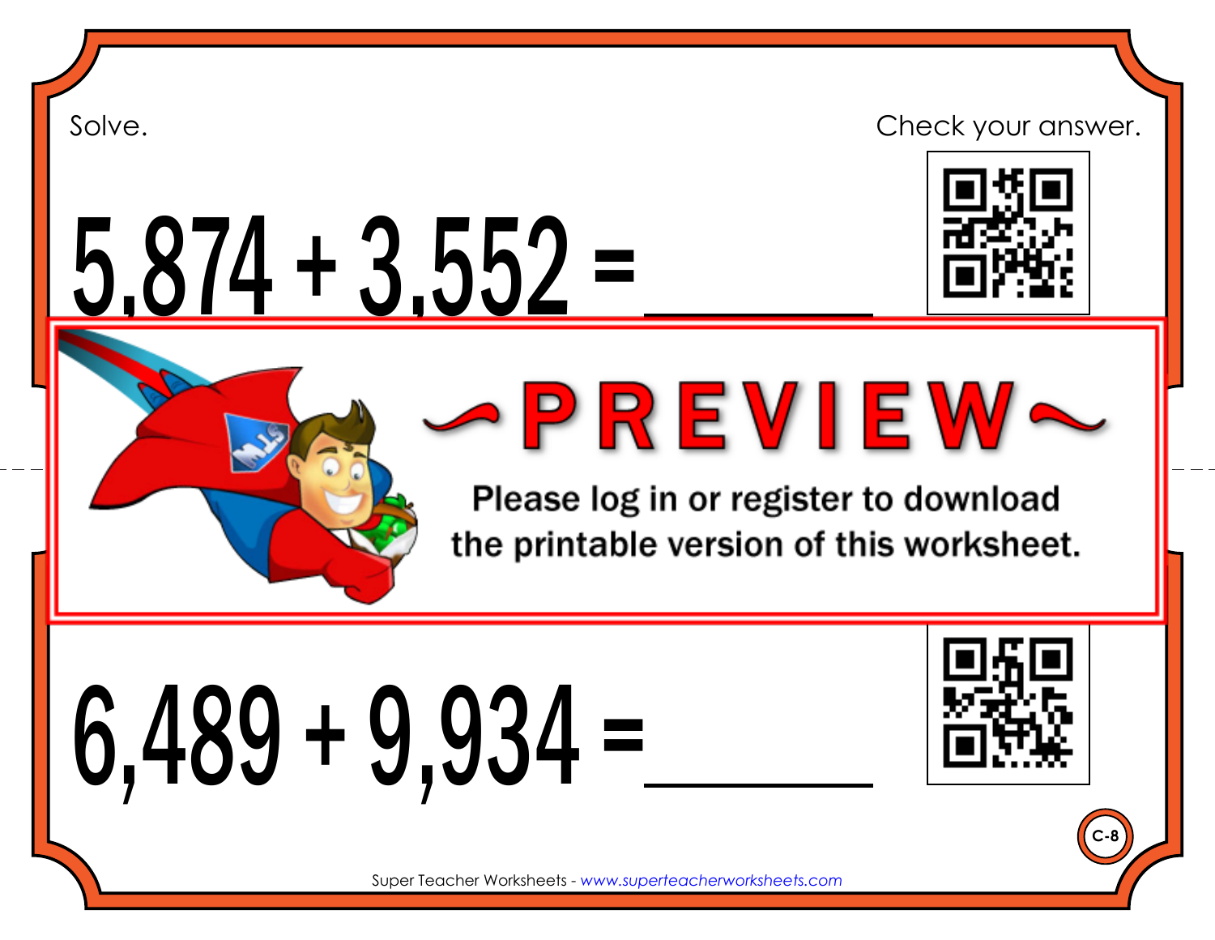Solve.

Check your answer.

$5{,}874 + 3{,}552 =$ ______

~PREVIEW~

Please log in or register to download the printable version of this worksheet.

$6{,}489 + 9{,}934 =$ ______

C-8

Super Teacher Worksheets - www.superteacherworksheets.com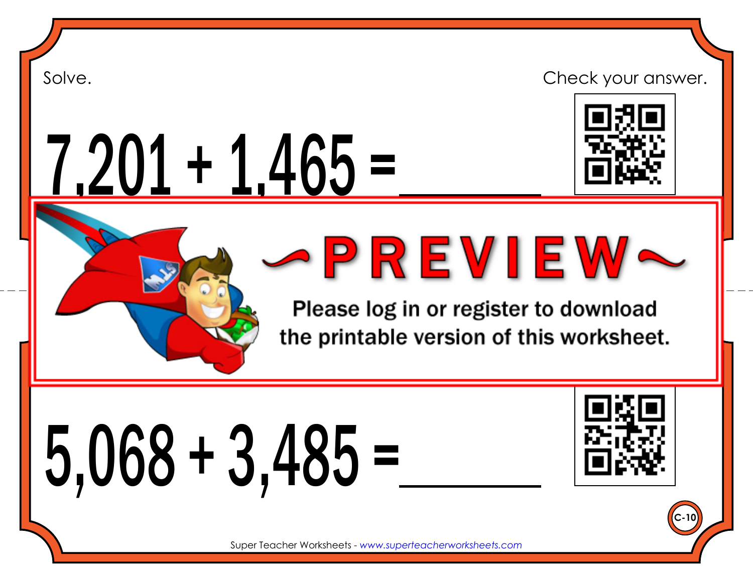Solve.

Check your answer.

# $7{,}201 + 1{,}465 =$ ______

~PREVIEW~

Please log in or register to download the printable version of this worksheet.

# $5{,}068 + 3{,}485 =$ ______

C-10

Super Teacher Worksheets - www.superteacherworksheets.com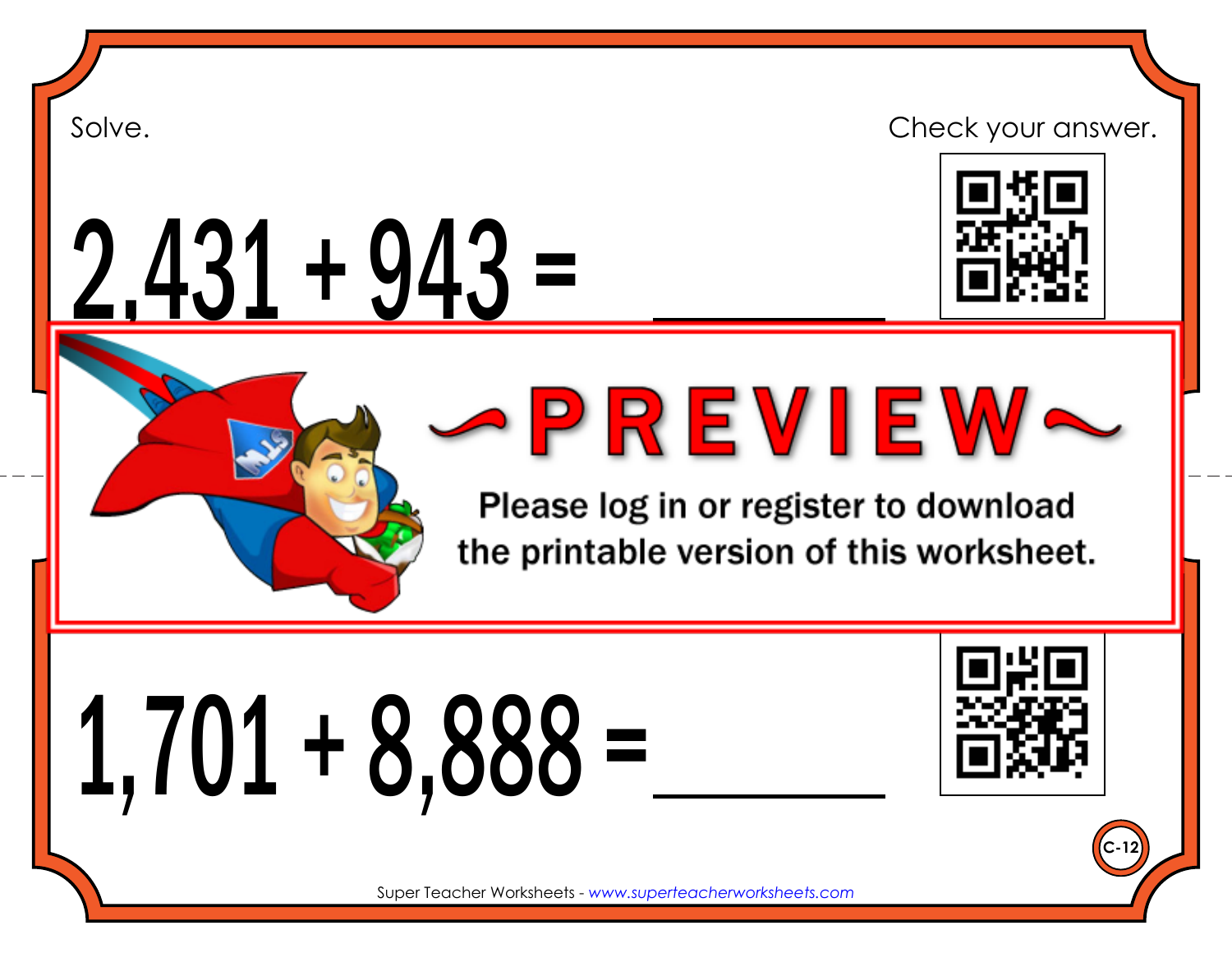Solve.

Check your answer.

$2,431 + 943 =$ ______

Please log in or register to download the printable version of this worksheet.

$1,701 + 8,888 =$ ______

C-12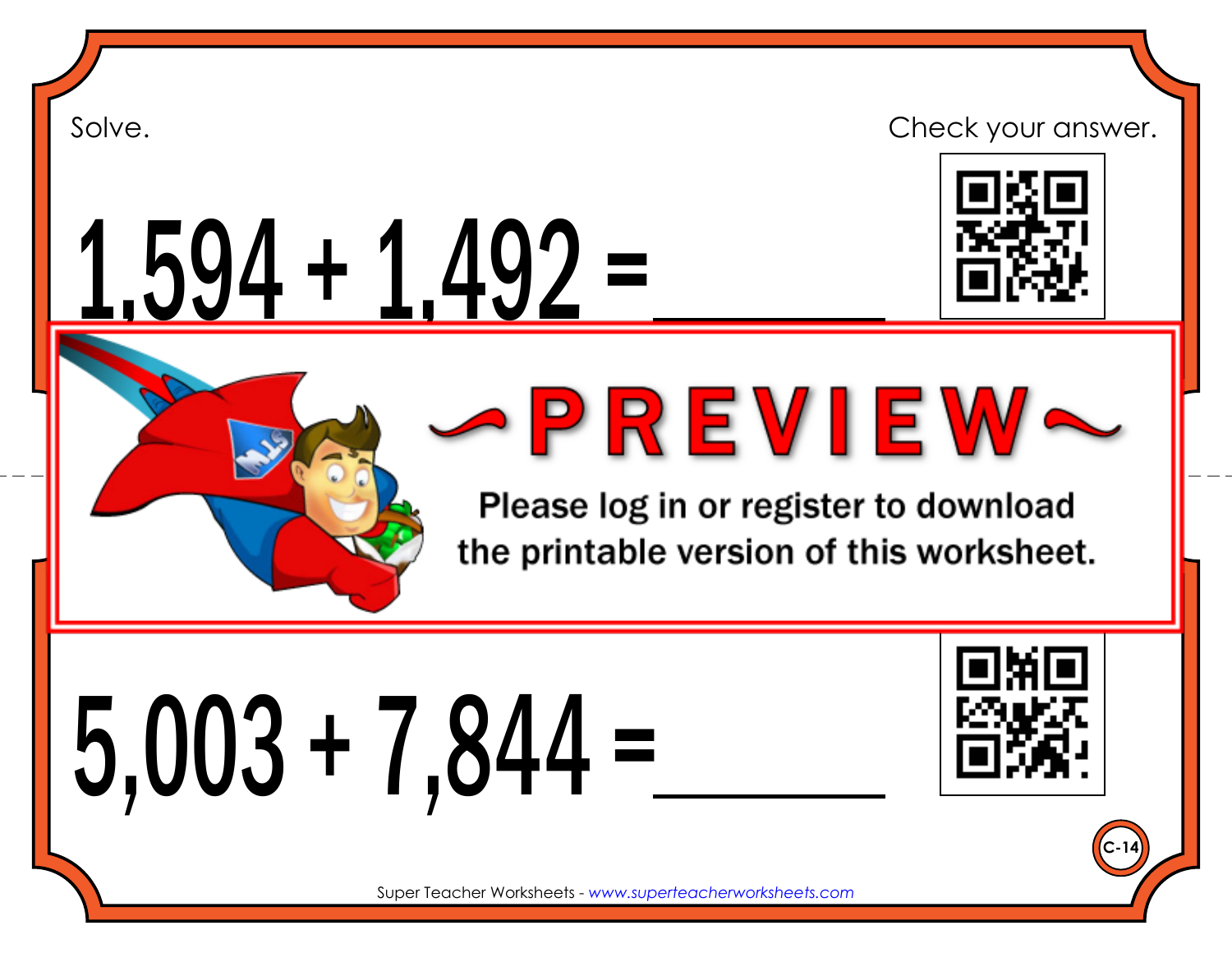Solve.

Check your answer.

$1,594 + 1,492 =$ ______

~PREVIEW~

Please log in or register to download the printable version of this worksheet.

$5,003 + 7,844 =$ ______

C-14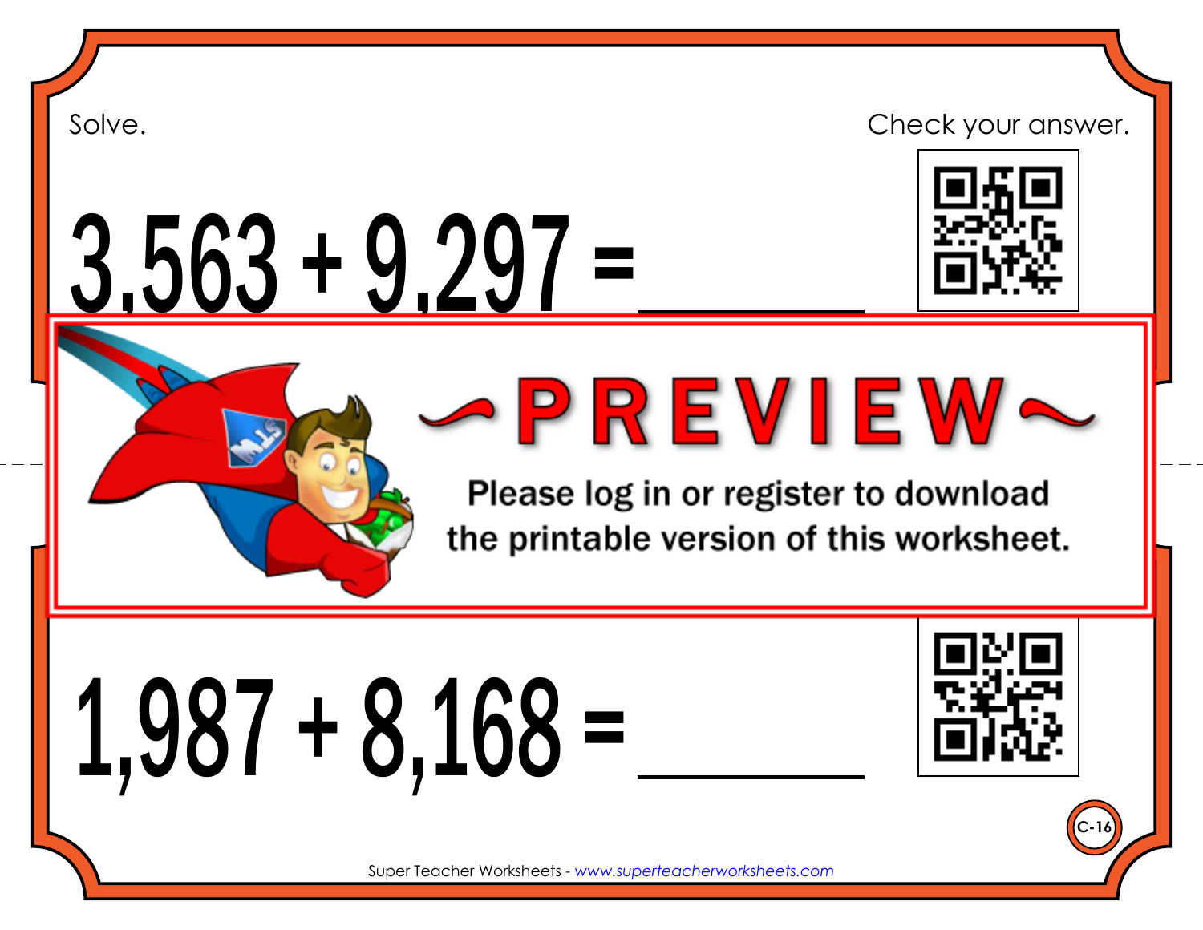Solve.

Check your answer.

# 3,563 + 9,297 = ________

~PREVIEW~

Please log in or register to download the printable version of this worksheet.

# 1,987 + 8,168 = ________

C-16

Super Teacher Worksheets - www.superteacherworksheets.com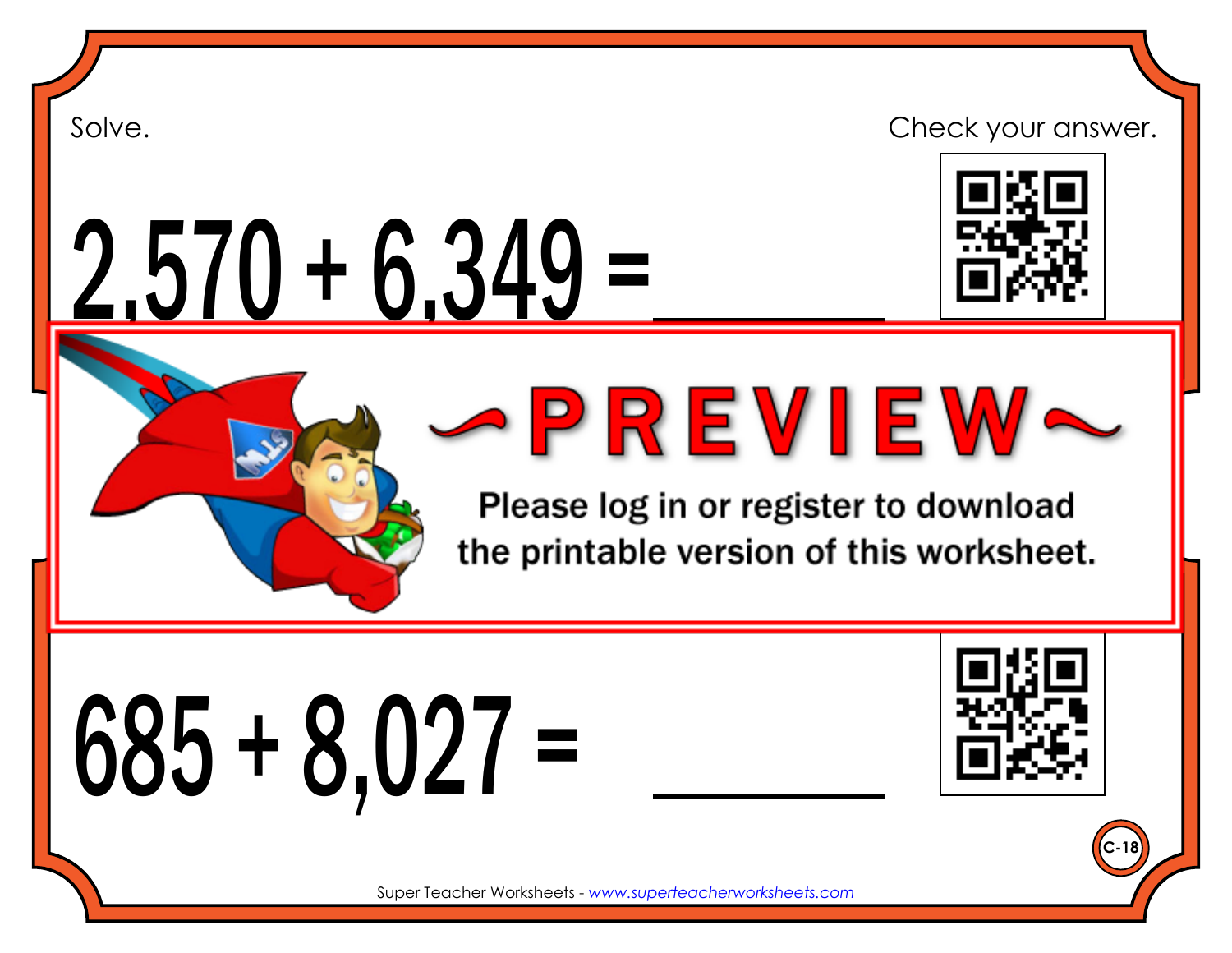Solve.

Check your answer.

# 2,570 + 6,349 = ______

~PREVIEW~

Please log in or register to download the printable version of this worksheet.

# 685 + 8,027 = ______

C-18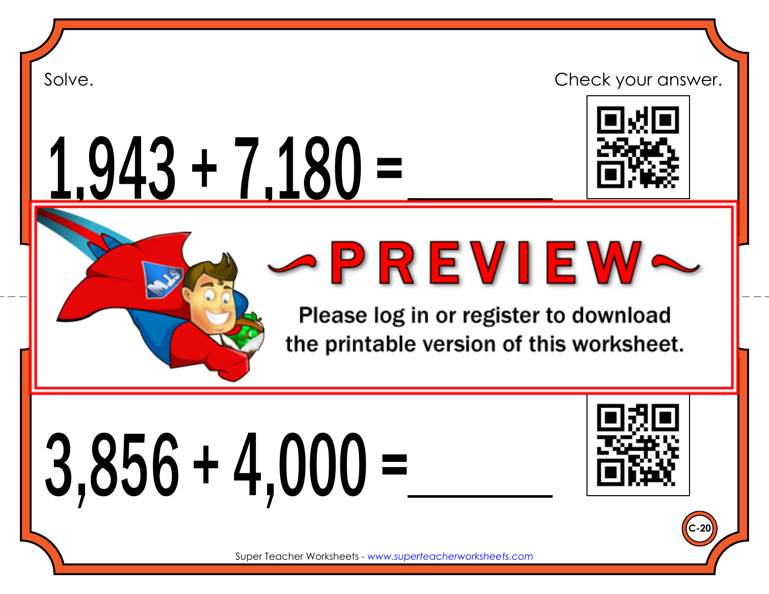Solve.

Check your answer.

# 1,943 + 7,180 = ________

~PREVIEW~

Please log in or register to download the printable version of this worksheet.

# 3,856 + 4,000 = ________

C-20

Super Teacher Worksheets - *www.superteacherworksheets.com*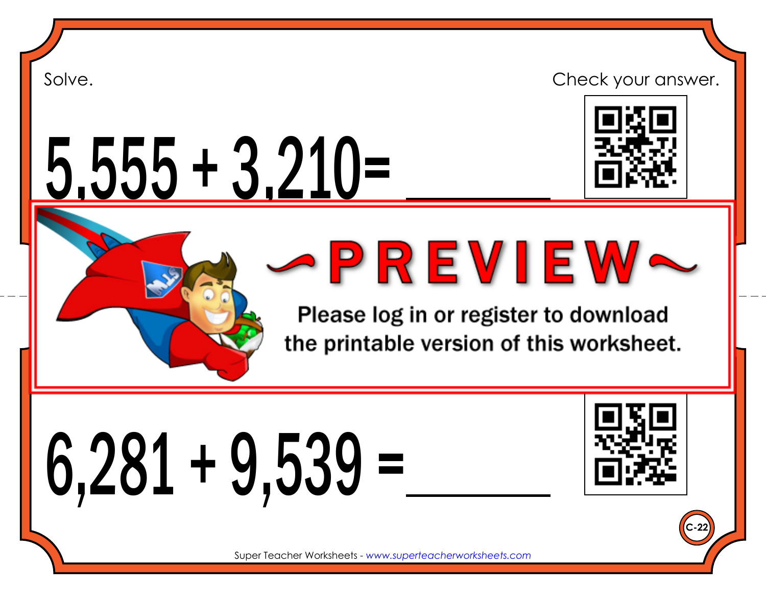Solve.

Check your answer.

# 5,555 + 3,210= ______

~PREVIEW~

Please log in or register to download the printable version of this worksheet.

# 6,281 + 9,539 = ______

C-22

Super Teacher Worksheets - www.superteacherworksheets.com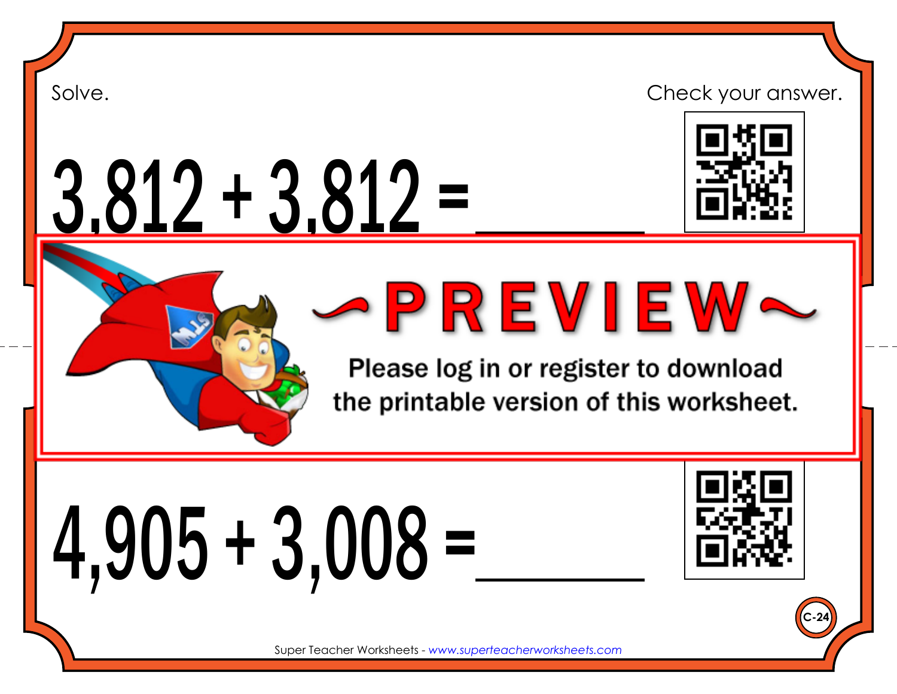Solve.

Check your answer.

$3,812 + 3,812 =$ ______

~PREVIEW~

Please log in or register to download the printable version of this worksheet.

$4,905 + 3,008 =$ ______

C-24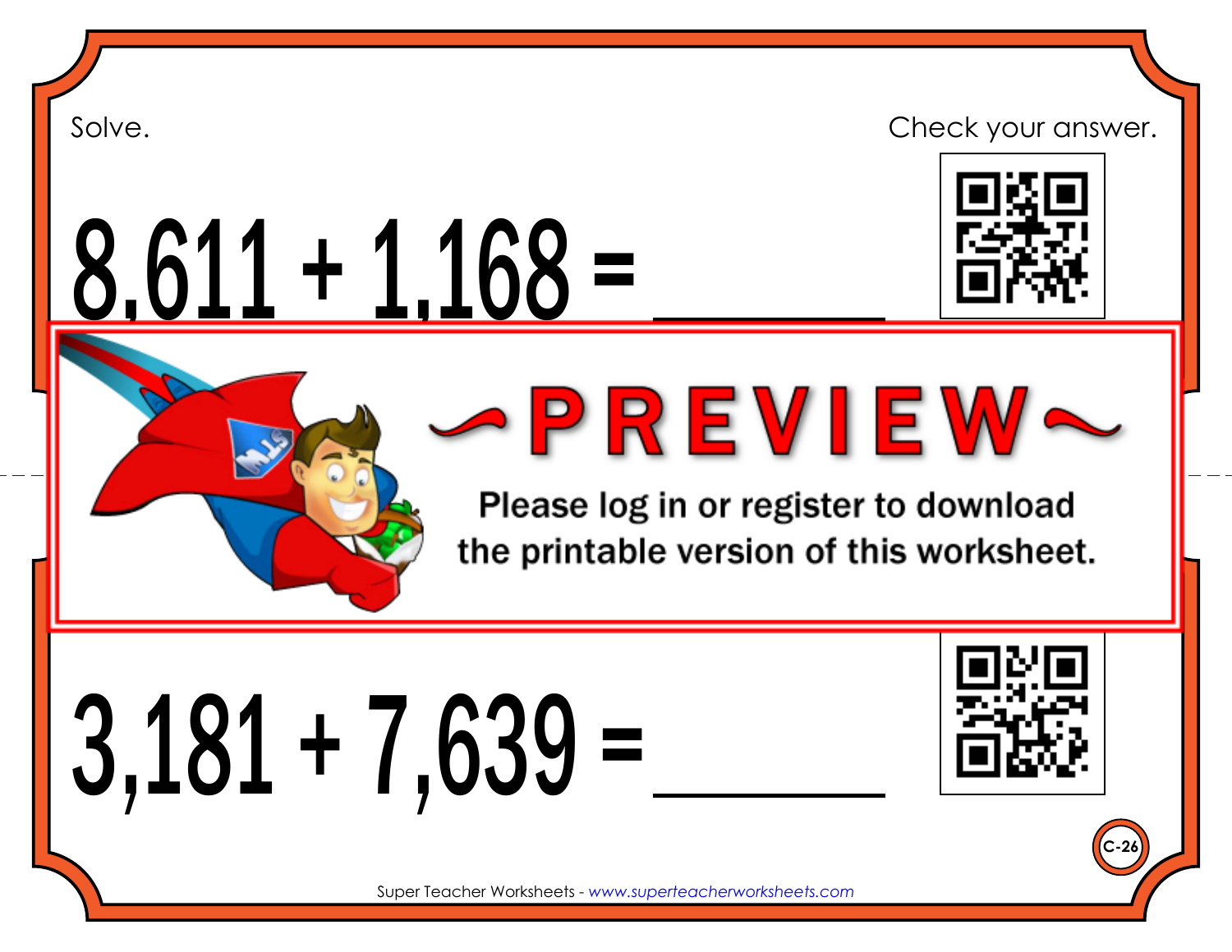Solve.

Check your answer.

$8,611 + 1,168 =$ \_\_\_\_\_\_\_\_

~PREVIEW~

Please log in or register to download the printable version of this worksheet.

$3,181 + 7,639 =$ \_\_\_\_\_\_\_\_

C-26

Super Teacher Worksheets - www.superteacherworksheets.com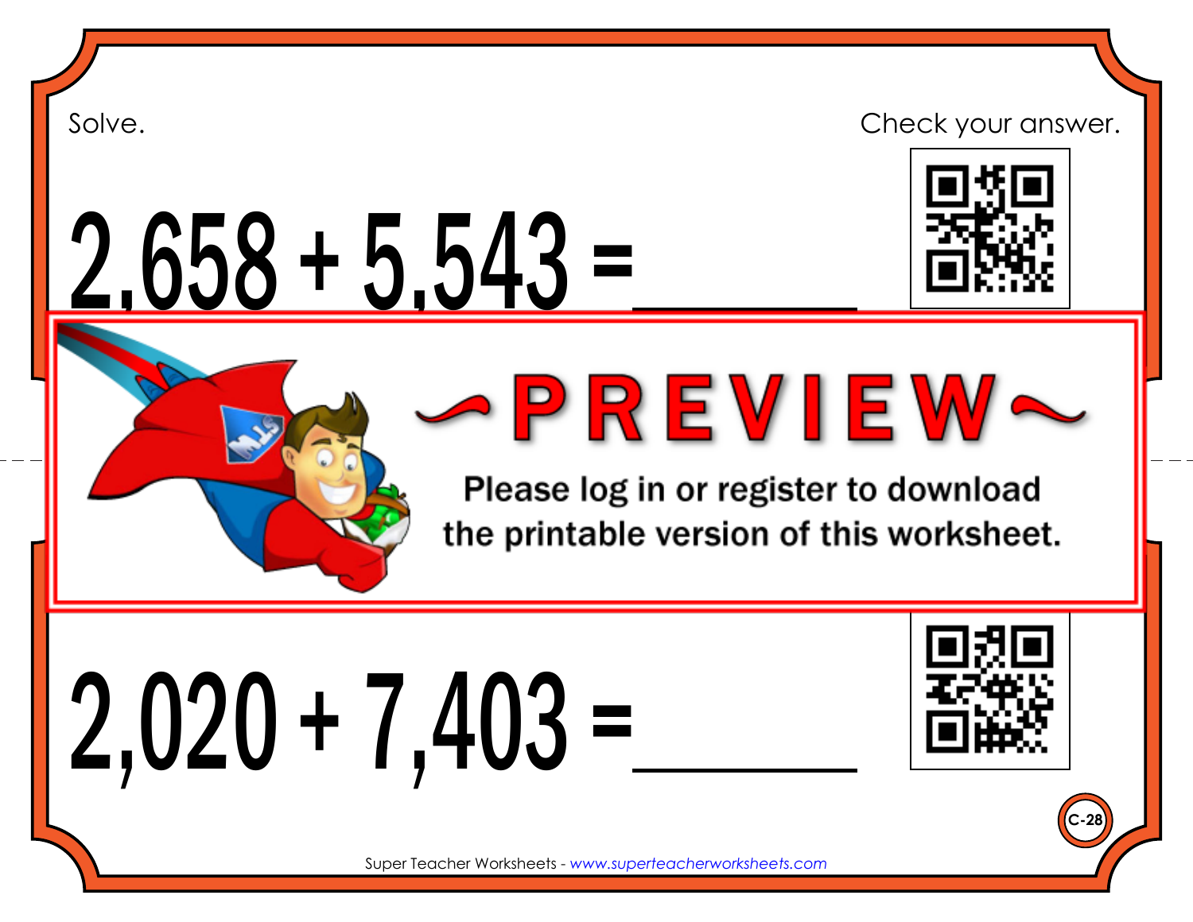Solve.

Check your answer.

# 2,658 + 5,543 = ______

~PREVIEW~

Please log in or register to download the printable version of this worksheet.

# 2,020 + 7,403 = ______

C-28

Super Teacher Worksheets - www.superteacherworksheets.com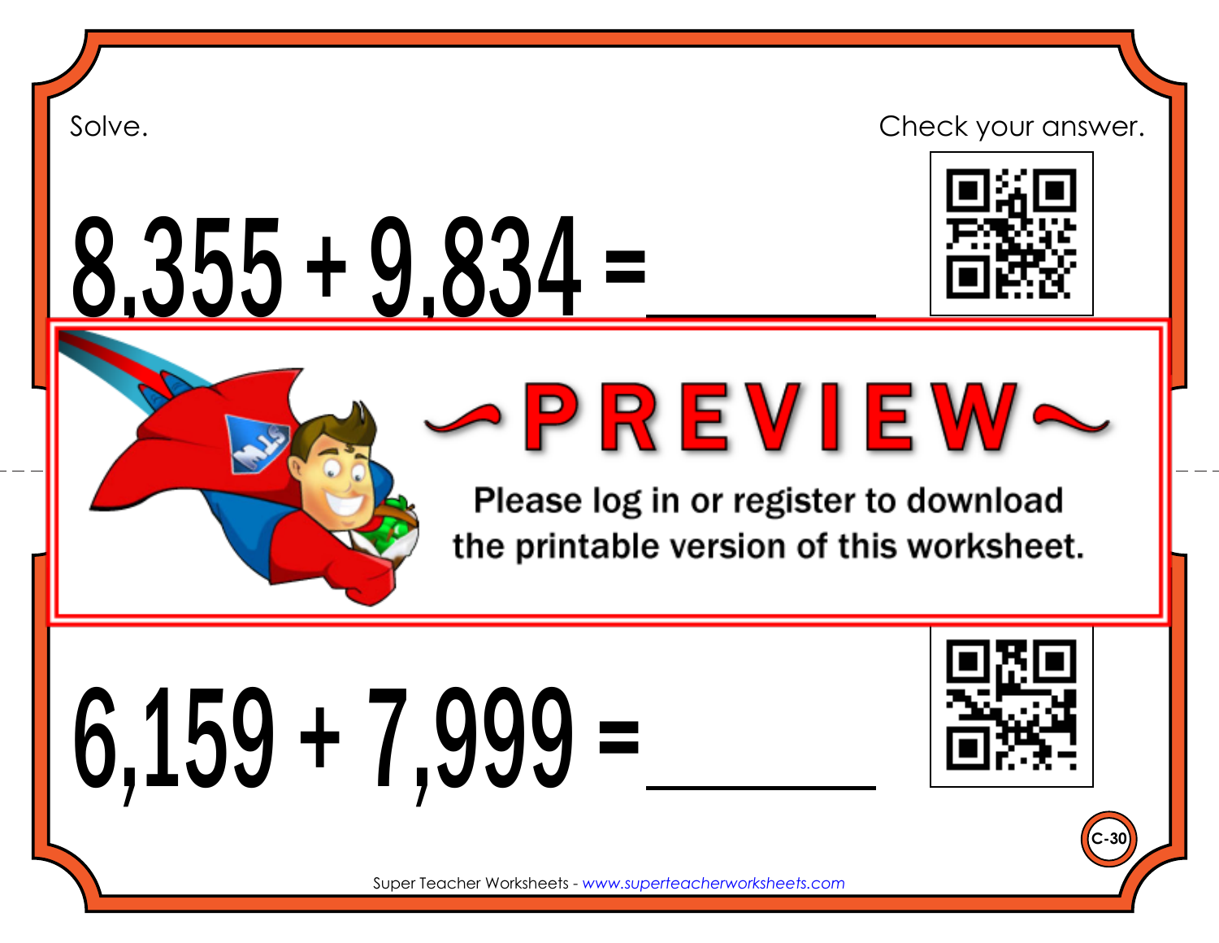Solve.

Check your answer.

$8{,}355 + 9{,}834 =$ ______

~PREVIEW~

Please log in or register to download the printable version of this worksheet.

$6{,}159 + 7{,}999 =$ ______

C-30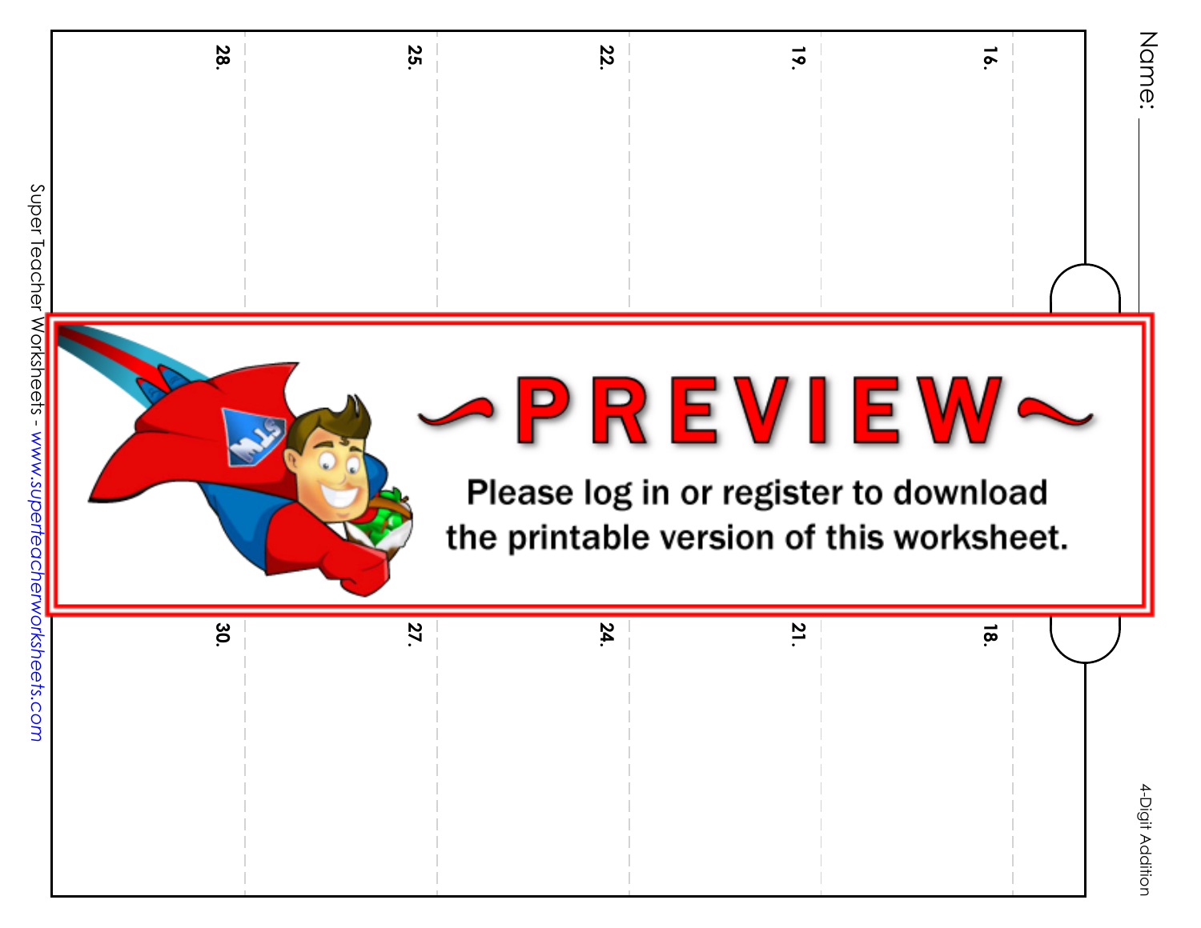Name: ___________

16.

19.

22.

25.

28.

18.

21.

24.

27.

30.